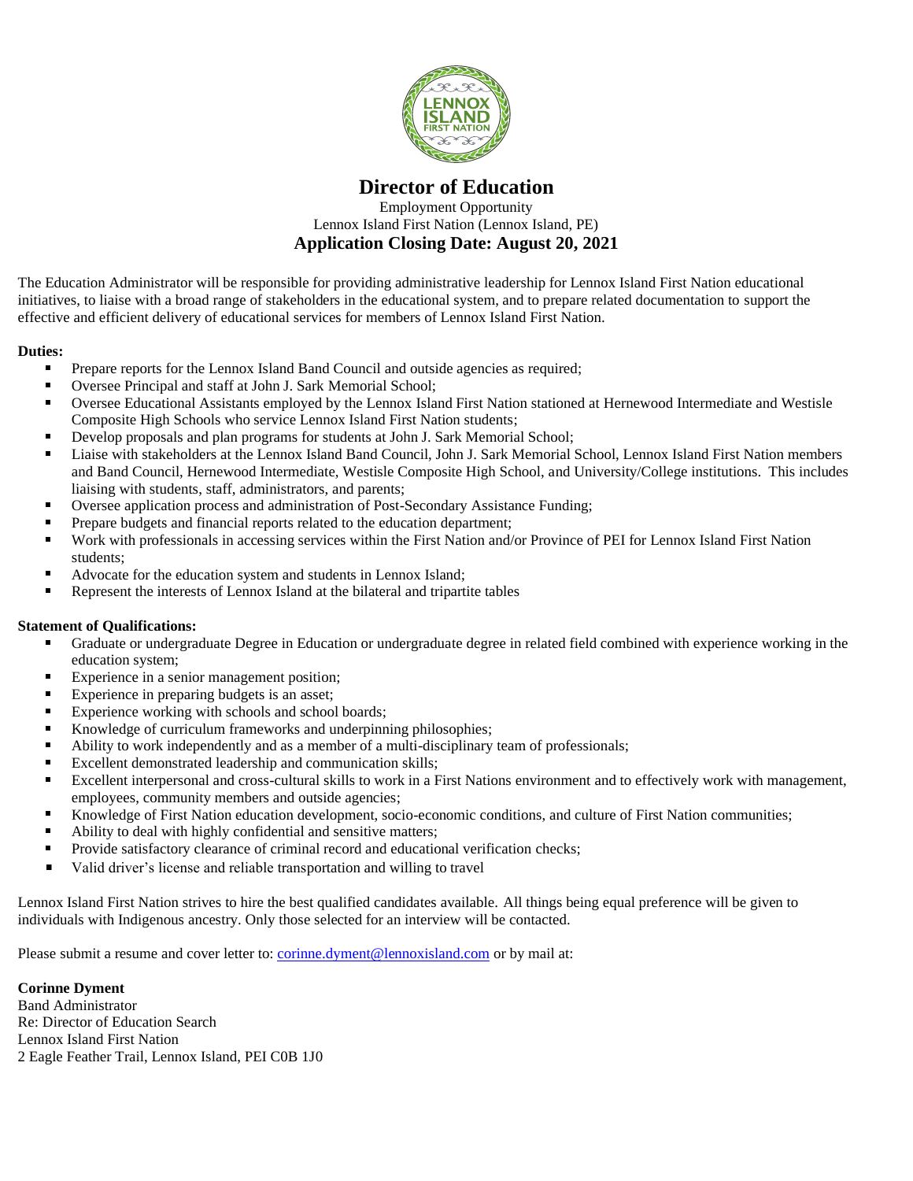# Director of Education

Employment Opportunity
Lennox Island First Nation (Lennox Island, PE)

**Application Closing Date: August 20, 2021**

The Education Administrator will be responsible for providing administrative leadership for Lennox Island First Nation educational initiatives, to liaise with a broad range of stakeholders in the educational system, and to prepare related documentation to support the effective and efficient delivery of educational services for members of Lennox Island First Nation.

**Duties:**

- Prepare reports for the Lennox Island Band Council and outside agencies as required;
- Oversee Principal and staff at John J. Sark Memorial School;
- Oversee Educational Assistants employed by the Lennox Island First Nation stationed at Hernewood Intermediate and Westisle Composite High Schools who service Lennox Island First Nation students;
- Develop proposals and plan programs for students at John J. Sark Memorial School;
- Liaise with stakeholders at the Lennox Island Band Council, John J. Sark Memorial School, Lennox Island First Nation members and Band Council, Hernewood Intermediate, Westisle Composite High School, and University/College institutions. This includes liaising with students, staff, administrators, and parents;
- Oversee application process and administration of Post-Secondary Assistance Funding;
- Prepare budgets and financial reports related to the education department;
- Work with professionals in accessing services within the First Nation and/or Province of PEI for Lennox Island First Nation students;
- Advocate for the education system and students in Lennox Island;
- Represent the interests of Lennox Island at the bilateral and tripartite tables

**Statement of Qualifications:**

- Graduate or undergraduate Degree in Education or undergraduate degree in related field combined with experience working in the education system;
- Experience in a senior management position;
- Experience in preparing budgets is an asset;
- Experience working with schools and school boards;
- Knowledge of curriculum frameworks and underpinning philosophies;
- Ability to work independently and as a member of a multi-disciplinary team of professionals;
- Excellent demonstrated leadership and communication skills;
- Excellent interpersonal and cross-cultural skills to work in a First Nations environment and to effectively work with management, employees, community members and outside agencies;
- Knowledge of First Nation education development, socio-economic conditions, and culture of First Nation communities;
- Ability to deal with highly confidential and sensitive matters;
- Provide satisfactory clearance of criminal record and educational verification checks;
- Valid driver's license and reliable transportation and willing to travel

Lennox Island First Nation strives to hire the best qualified candidates available. All things being equal preference will be given to individuals with Indigenous ancestry. Only those selected for an interview will be contacted.

Please submit a resume and cover letter to: corinne.dyment@lennoxisland.com or by mail at:

**Corinne Dyment**
Band Administrator
Re: Director of Education Search
Lennox Island First Nation
2 Eagle Feather Trail, Lennox Island, PEI C0B 1J0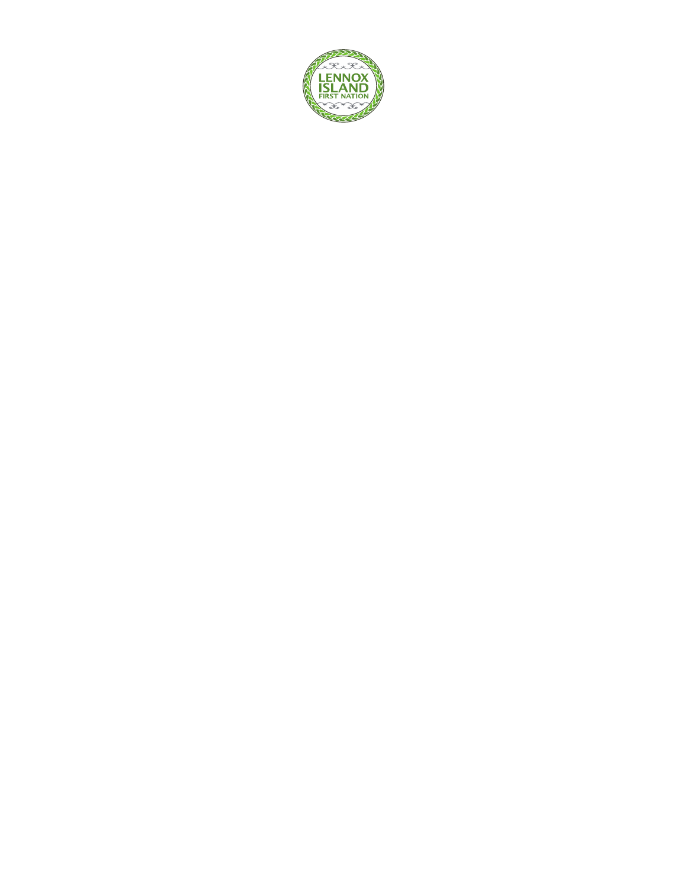LENNOX ISLAND FIRST NATION